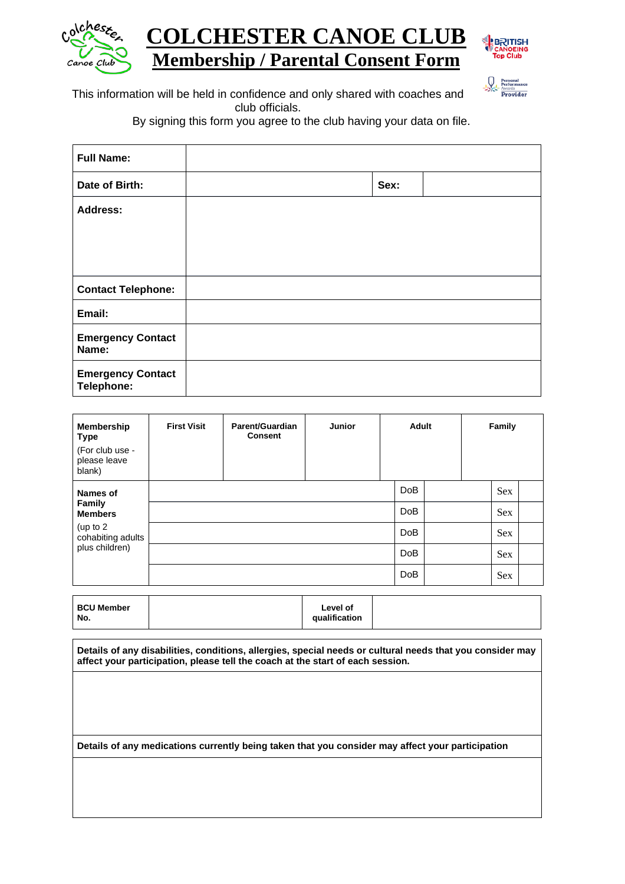# COLCHESTER CANOE CLUB

## Membership / Parental Consent Form

This information will be held in confidence and only shared with coaches and club officials.

By signing this form you agree to the club having your data on file.

| | | | |
|---|---|---|---|
| **Full Name:** | | | |
| **Date of Birth:** | | **Sex:** | |
| **Address:** | | | |
| **Contact Telephone:** | | | |
| **Email:** | | | |
| **Emergency Contact Name:** | | | |
| **Emergency Contact Telephone:** | | | |

| **Membership Type** (For club use - please leave blank) | **First Visit** | **Parent/Guardian Consent** | **Junior** | **Adult** | **Family** |
|---|---|---|---|---|---|

| | | | | | |
|---|---|---|---|---|---|
| **Names of Family Members** (up to 2 cohabiting adults plus children) | | DoB | | Sex | |
| | | DoB | | Sex | |
| | | DoB | | Sex | |
| | | DoB | | Sex | |
| | | DoB | | Sex | |

| | | | |
|---|---|---|---|
| **BCU Member No.** | | **Level of qualification** | |

**Details of any disabilities, conditions, allergies, special needs or cultural needs that you consider may affect your participation, please tell the coach at the start of each session.**

**Details of any medications currently being taken that you consider may affect your participation**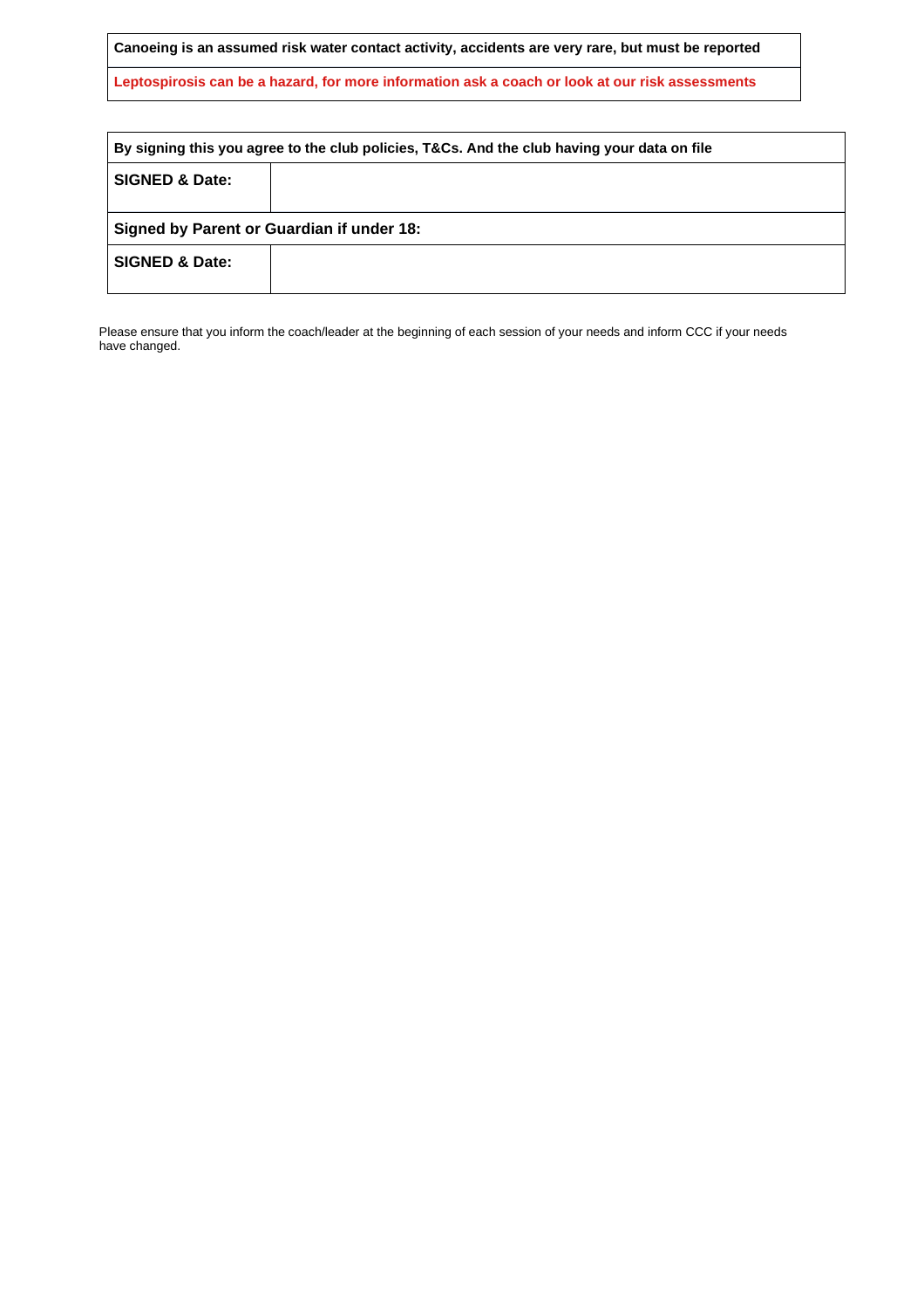| |
|---|
| **Canoeing is an assumed risk water contact activity, accidents are very rare, but must be reported** |
| **Leptospirosis can be a hazard, for more information ask a coach or look at our risk assessments** |

| **By signing this you agree to the club policies, T&Cs. And the club having your data on file** | |
|---|---|
| **SIGNED & Date:** | |
| **Signed by Parent or Guardian if under 18:** | |
| **SIGNED & Date:** | |

Please ensure that you inform the coach/leader at the beginning of each session of your needs and inform CCC if your needs have changed.